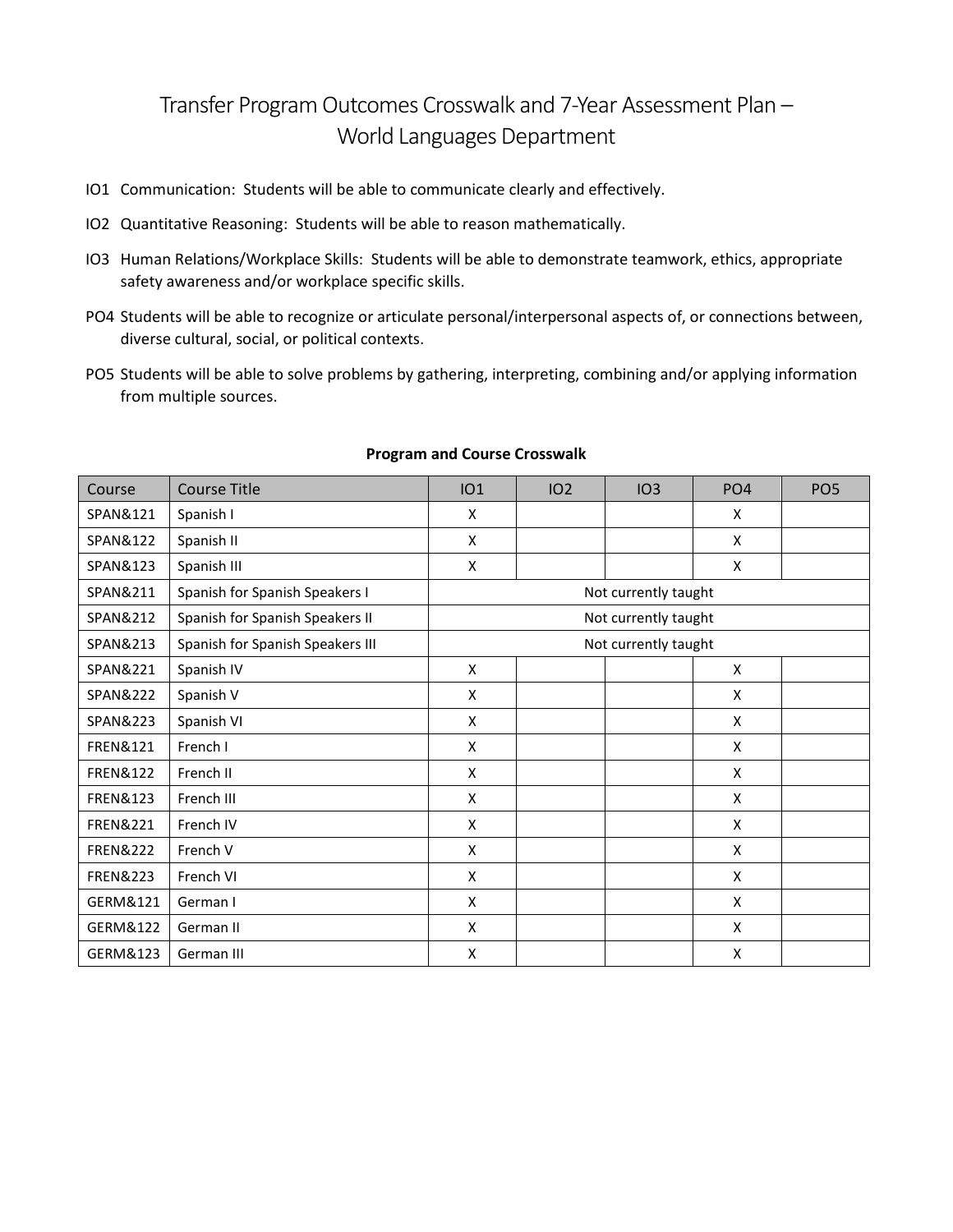# Transfer Program Outcomes Crosswalk and 7-Year Assessment Plan – World Languages Department

IO1 Communication: Students will be able to communicate clearly and effectively.

IO2 Quantitative Reasoning: Students will be able to reason mathematically.

IO3 Human Relations/Workplace Skills: Students will be able to demonstrate teamwork, ethics, appropriate safety awareness and/or workplace specific skills.

PO4 Students will be able to recognize or articulate personal/interpersonal aspects of, or connections between, diverse cultural, social, or political contexts.

PO5 Students will be able to solve problems by gathering, interpreting, combining and/or applying information from multiple sources.

**Program and Course Crosswalk**

| Course | Course Title | IO1 | IO2 | IO3 | PO4 | PO5 |
|---|---|---|---|---|---|---|
| SPAN&121 | Spanish I | X | | | X | |
| SPAN&122 | Spanish II | X | | | X | |
| SPAN&123 | Spanish III | X | | | X | |
| SPAN&211 | Spanish for Spanish Speakers I | Not currently taught | | | | |
| SPAN&212 | Spanish for Spanish Speakers II | Not currently taught | | | | |
| SPAN&213 | Spanish for Spanish Speakers III | Not currently taught | | | | |
| SPAN&221 | Spanish IV | X | | | X | |
| SPAN&222 | Spanish V | X | | | X | |
| SPAN&223 | Spanish VI | X | | | X | |
| FREN&121 | French I | X | | | X | |
| FREN&122 | French II | X | | | X | |
| FREN&123 | French III | X | | | X | |
| FREN&221 | French IV | X | | | X | |
| FREN&222 | French V | X | | | X | |
| FREN&223 | French VI | X | | | X | |
| GERM&121 | German I | X | | | X | |
| GERM&122 | German II | X | | | X | |
| GERM&123 | German III | X | | | X | |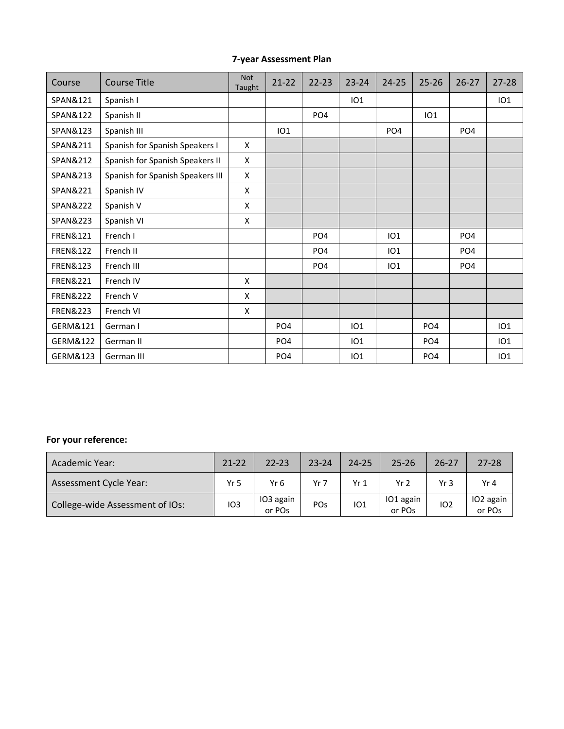**7-year Assessment Plan**

| Course | Course Title | Not Taught | 21-22 | 22-23 | 23-24 | 24-25 | 25-26 | 26-27 | 27-28 |
|---|---|---|---|---|---|---|---|---|---|
| SPAN&121 | Spanish I | | | | IO1 | | | | IO1 |
| SPAN&122 | Spanish II | | | PO4 | | | IO1 | | |
| SPAN&123 | Spanish III | | IO1 | | | PO4 | | PO4 | |
| SPAN&211 | Spanish for Spanish Speakers I | X | | | | | | | |
| SPAN&212 | Spanish for Spanish Speakers II | X | | | | | | | |
| SPAN&213 | Spanish for Spanish Speakers III | X | | | | | | | |
| SPAN&221 | Spanish IV | X | | | | | | | |
| SPAN&222 | Spanish V | X | | | | | | | |
| SPAN&223 | Spanish VI | X | | | | | | | |
| FREN&121 | French I | | | PO4 | | IO1 | | PO4 | |
| FREN&122 | French II | | | PO4 | | IO1 | | PO4 | |
| FREN&123 | French III | | | PO4 | | IO1 | | PO4 | |
| FREN&221 | French IV | X | | | | | | | |
| FREN&222 | French V | X | | | | | | | |
| FREN&223 | French VI | X | | | | | | | |
| GERM&121 | German I | | PO4 | | IO1 | | PO4 | | IO1 |
| GERM&122 | German II | | PO4 | | IO1 | | PO4 | | IO1 |
| GERM&123 | German III | | PO4 | | IO1 | | PO4 | | IO1 |

**For your reference:**

| Academic Year: | 21-22 | 22-23 | 23-24 | 24-25 | 25-26 | 26-27 | 27-28 |
|---|---|---|---|---|---|---|---|
| Assessment Cycle Year: | Yr 5 | Yr 6 | Yr 7 | Yr 1 | Yr 2 | Yr 3 | Yr 4 |
| College-wide Assessment of IOs: | IO3 | IO3 again or POs | POs | IO1 | IO1 again or POs | IO2 | IO2 again or POs |